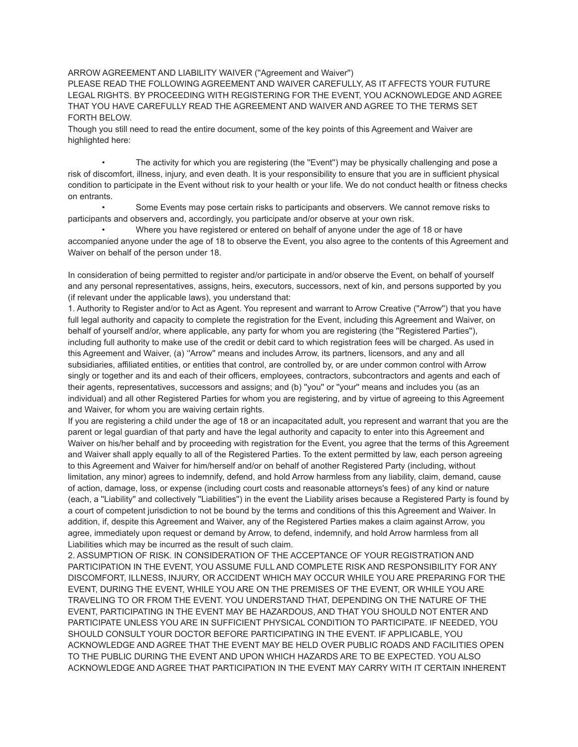ARROW AGREEMENT AND LIABILITY WAIVER ("Agreement and Waiver")

PLEASE READ THE FOLLOWING AGREEMENT AND WAIVER CAREFULLY, AS IT AFFECTS YOUR FUTURE LEGAL RIGHTS. BY PROCEEDING WITH REGISTERING FOR THE EVENT, YOU ACKNOWLEDGE AND AGREE THAT YOU HAVE CAREFULLY READ THE AGREEMENT AND WAIVER AND AGREE TO THE TERMS SET FORTH BELOW.

Though you still need to read the entire document, some of the key points of this Agreement and Waiver are highlighted here:

- The activity for which you are registering (the "Event") may be physically challenging and pose a risk of discomfort, illness, injury, and even death. It is your responsibility to ensure that you are in sufficient physical condition to participate in the Event without risk to your health or your life. We do not conduct health or fitness checks on entrants.
- Some Events may pose certain risks to participants and observers. We cannot remove risks to participants and observers and, accordingly, you participate and/or observe at your own risk.
- Where you have registered or entered on behalf of anyone under the age of 18 or have accompanied anyone under the age of 18 to observe the Event, you also agree to the contents of this Agreement and Waiver on behalf of the person under 18.

In consideration of being permitted to register and/or participate in and/or observe the Event, on behalf of yourself and any personal representatives, assigns, heirs, executors, successors, next of kin, and persons supported by you (if relevant under the applicable laws), you understand that:

1. Authority to Register and/or to Act as Agent. You represent and warrant to Arrow Creative ("Arrow") that you have full legal authority and capacity to complete the registration for the Event, including this Agreement and Waiver, on behalf of yourself and/or, where applicable, any party for whom you are registering (the "Registered Parties"), including full authority to make use of the credit or debit card to which registration fees will be charged. As used in this Agreement and Waiver, (a) ''Arrow" means and includes Arrow, its partners, licensors, and any and all subsidiaries, affiliated entities, or entities that control, are controlled by, or are under common control with Arrow singly or together and its and each of their officers, employees, contractors, subcontractors and agents and each of their agents, representatives, successors and assigns; and (b) "you" or "your" means and includes you (as an individual) and all other Registered Parties for whom you are registering, and by virtue of agreeing to this Agreement and Waiver, for whom you are waiving certain rights.

If you are registering a child under the age of 18 or an incapacitated adult, you represent and warrant that you are the parent or legal guardian of that party and have the legal authority and capacity to enter into this Agreement and Waiver on his/her behalf and by proceeding with registration for the Event, you agree that the terms of this Agreement and Waiver shall apply equally to all of the Registered Parties. To the extent permitted by law, each person agreeing to this Agreement and Waiver for him/herself and/or on behalf of another Registered Party (including, without limitation, any minor) agrees to indemnify, defend, and hold Arrow harmless from any liability, claim, demand, cause of action, damage, loss, or expense (including court costs and reasonable attorneys's fees) of any kind or nature (each, a "Liability" and collectively "Liabilities") in the event the Liability arises because a Registered Party is found by a court of competent jurisdiction to not be bound by the terms and conditions of this this Agreement and Waiver. In addition, if, despite this Agreement and Waiver, any of the Registered Parties makes a claim against Arrow, you agree, immediately upon request or demand by Arrow, to defend, indemnify, and hold Arrow harmless from all Liabilities which may be incurred as the result of such claim.

2. ASSUMPTION OF RISK. IN CONSIDERATION OF THE ACCEPTANCE OF YOUR REGISTRATION AND PARTICIPATION IN THE EVENT, YOU ASSUME FULL AND COMPLETE RISK AND RESPONSIBILITY FOR ANY DISCOMFORT, ILLNESS, INJURY, OR ACCIDENT WHICH MAY OCCUR WHILE YOU ARE PREPARING FOR THE EVENT, DURING THE EVENT, WHILE YOU ARE ON THE PREMISES OF THE EVENT, OR WHILE YOU ARE TRAVELING TO OR FROM THE EVENT. YOU UNDERSTAND THAT, DEPENDING ON THE NATURE OF THE EVENT, PARTICIPATING IN THE EVENT MAY BE HAZARDOUS, AND THAT YOU SHOULD NOT ENTER AND PARTICIPATE UNLESS YOU ARE IN SUFFICIENT PHYSICAL CONDITION TO PARTICIPATE. IF NEEDED, YOU SHOULD CONSULT YOUR DOCTOR BEFORE PARTICIPATING IN THE EVENT. IF APPLICABLE, YOU ACKNOWLEDGE AND AGREE THAT THE EVENT MAY BE HELD OVER PUBLIC ROADS AND FACILITIES OPEN TO THE PUBLIC DURING THE EVENT AND UPON WHICH HAZARDS ARE TO BE EXPECTED. YOU ALSO ACKNOWLEDGE AND AGREE THAT PARTICIPATION IN THE EVENT MAY CARRY WITH IT CERTAIN INHERENT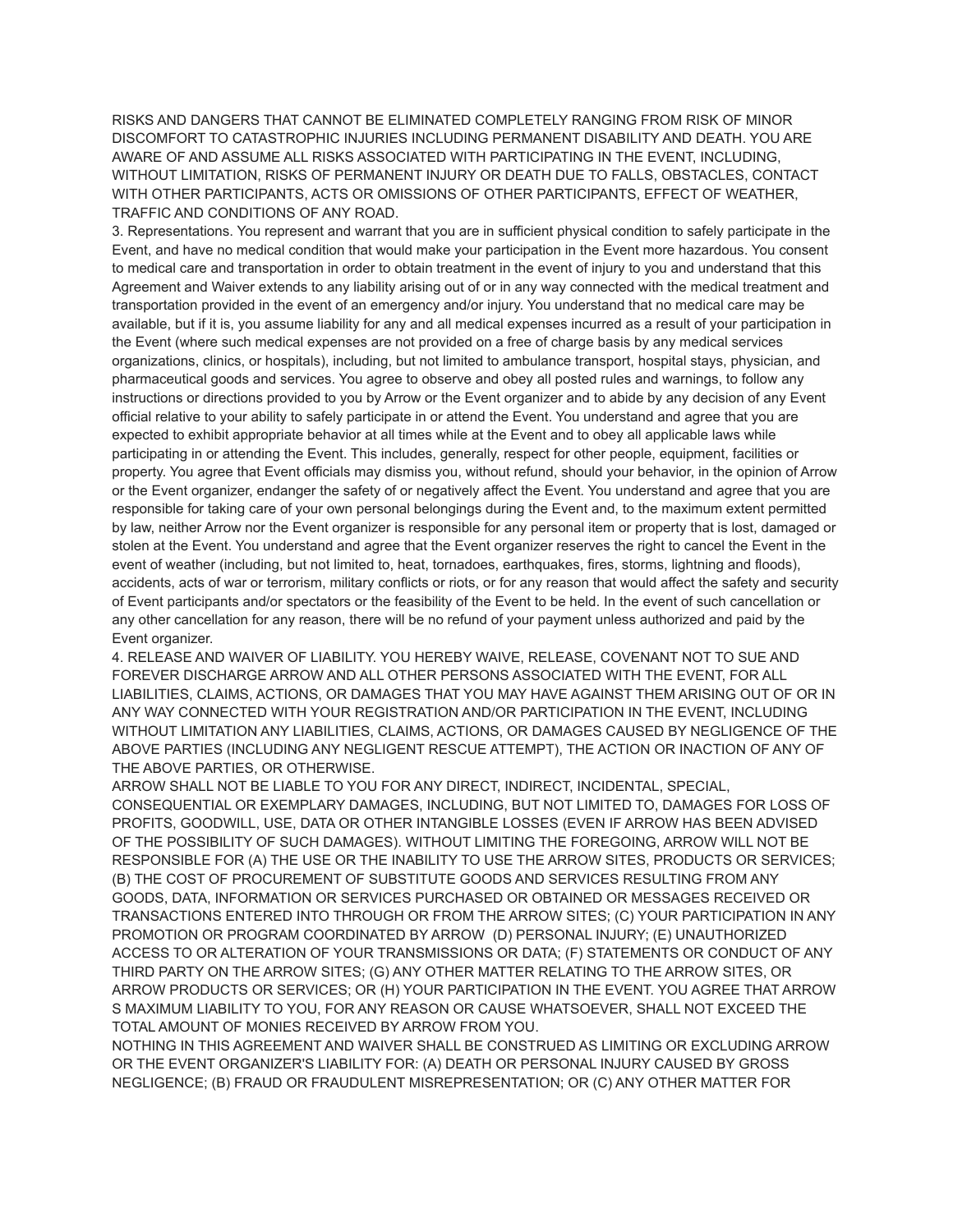RISKS AND DANGERS THAT CANNOT BE ELIMINATED COMPLETELY RANGING FROM RISK OF MINOR DISCOMFORT TO CATASTROPHIC INJURIES INCLUDING PERMANENT DISABILITY AND DEATH. YOU ARE AWARE OF AND ASSUME ALL RISKS ASSOCIATED WITH PARTICIPATING IN THE EVENT, INCLUDING, WITHOUT LIMITATION, RISKS OF PERMANENT INJURY OR DEATH DUE TO FALLS, OBSTACLES, CONTACT WITH OTHER PARTICIPANTS, ACTS OR OMISSIONS OF OTHER PARTICIPANTS, EFFECT OF WEATHER, TRAFFIC AND CONDITIONS OF ANY ROAD.

3. Representations. You represent and warrant that you are in sufficient physical condition to safely participate in the Event, and have no medical condition that would make your participation in the Event more hazardous. You consent to medical care and transportation in order to obtain treatment in the event of injury to you and understand that this Agreement and Waiver extends to any liability arising out of or in any way connected with the medical treatment and transportation provided in the event of an emergency and/or injury. You understand that no medical care may be available, but if it is, you assume liability for any and all medical expenses incurred as a result of your participation in the Event (where such medical expenses are not provided on a free of charge basis by any medical services organizations, clinics, or hospitals), including, but not limited to ambulance transport, hospital stays, physician, and pharmaceutical goods and services. You agree to observe and obey all posted rules and warnings, to follow any instructions or directions provided to you by Arrow or the Event organizer and to abide by any decision of any Event official relative to your ability to safely participate in or attend the Event. You understand and agree that you are expected to exhibit appropriate behavior at all times while at the Event and to obey all applicable laws while participating in or attending the Event. This includes, generally, respect for other people, equipment, facilities or property. You agree that Event officials may dismiss you, without refund, should your behavior, in the opinion of Arrow or the Event organizer, endanger the safety of or negatively affect the Event. You understand and agree that you are responsible for taking care of your own personal belongings during the Event and, to the maximum extent permitted by law, neither Arrow nor the Event organizer is responsible for any personal item or property that is lost, damaged or stolen at the Event. You understand and agree that the Event organizer reserves the right to cancel the Event in the event of weather (including, but not limited to, heat, tornadoes, earthquakes, fires, storms, lightning and floods), accidents, acts of war or terrorism, military conflicts or riots, or for any reason that would affect the safety and security of Event participants and/or spectators or the feasibility of the Event to be held. In the event of such cancellation or any other cancellation for any reason, there will be no refund of your payment unless authorized and paid by the Event organizer.

4. RELEASE AND WAIVER OF LIABILITY. YOU HEREBY WAIVE, RELEASE, COVENANT NOT TO SUE AND FOREVER DISCHARGE ARROW AND ALL OTHER PERSONS ASSOCIATED WITH THE EVENT, FOR ALL LIABILITIES, CLAIMS, ACTIONS, OR DAMAGES THAT YOU MAY HAVE AGAINST THEM ARISING OUT OF OR IN ANY WAY CONNECTED WITH YOUR REGISTRATION AND/OR PARTICIPATION IN THE EVENT, INCLUDING WITHOUT LIMITATION ANY LIABILITIES, CLAIMS, ACTIONS, OR DAMAGES CAUSED BY NEGLIGENCE OF THE ABOVE PARTIES (INCLUDING ANY NEGLIGENT RESCUE ATTEMPT), THE ACTION OR INACTION OF ANY OF THE ABOVE PARTIES, OR OTHERWISE.

ARROW SHALL NOT BE LIABLE TO YOU FOR ANY DIRECT, INDIRECT, INCIDENTAL, SPECIAL, CONSEQUENTIAL OR EXEMPLARY DAMAGES, INCLUDING, BUT NOT LIMITED TO, DAMAGES FOR LOSS OF PROFITS, GOODWILL, USE, DATA OR OTHER INTANGIBLE LOSSES (EVEN IF ARROW HAS BEEN ADVISED OF THE POSSIBILITY OF SUCH DAMAGES). WITHOUT LIMITING THE FOREGOING, ARROW WILL NOT BE RESPONSIBLE FOR (A) THE USE OR THE INABILITY TO USE THE ARROW SITES, PRODUCTS OR SERVICES; (B) THE COST OF PROCUREMENT OF SUBSTITUTE GOODS AND SERVICES RESULTING FROM ANY GOODS, DATA, INFORMATION OR SERVICES PURCHASED OR OBTAINED OR MESSAGES RECEIVED OR TRANSACTIONS ENTERED INTO THROUGH OR FROM THE ARROW SITES; (C) YOUR PARTICIPATION IN ANY PROMOTION OR PROGRAM COORDINATED BY ARROW (D) PERSONAL INJURY; (E) UNAUTHORIZED ACCESS TO OR ALTERATION OF YOUR TRANSMISSIONS OR DATA; (F) STATEMENTS OR CONDUCT OF ANY THIRD PARTY ON THE ARROW SITES; (G) ANY OTHER MATTER RELATING TO THE ARROW SITES, OR ARROW PRODUCTS OR SERVICES; OR (H) YOUR PARTICIPATION IN THE EVENT. YOU AGREE THAT ARROW S MAXIMUM LIABILITY TO YOU, FOR ANY REASON OR CAUSE WHATSOEVER, SHALL NOT EXCEED THE TOTAL AMOUNT OF MONIES RECEIVED BY ARROW FROM YOU.

NOTHING IN THIS AGREEMENT AND WAIVER SHALL BE CONSTRUED AS LIMITING OR EXCLUDING ARROW OR THE EVENT ORGANIZER'S LIABILITY FOR: (A) DEATH OR PERSONAL INJURY CAUSED BY GROSS NEGLIGENCE; (B) FRAUD OR FRAUDULENT MISREPRESENTATION; OR (C) ANY OTHER MATTER FOR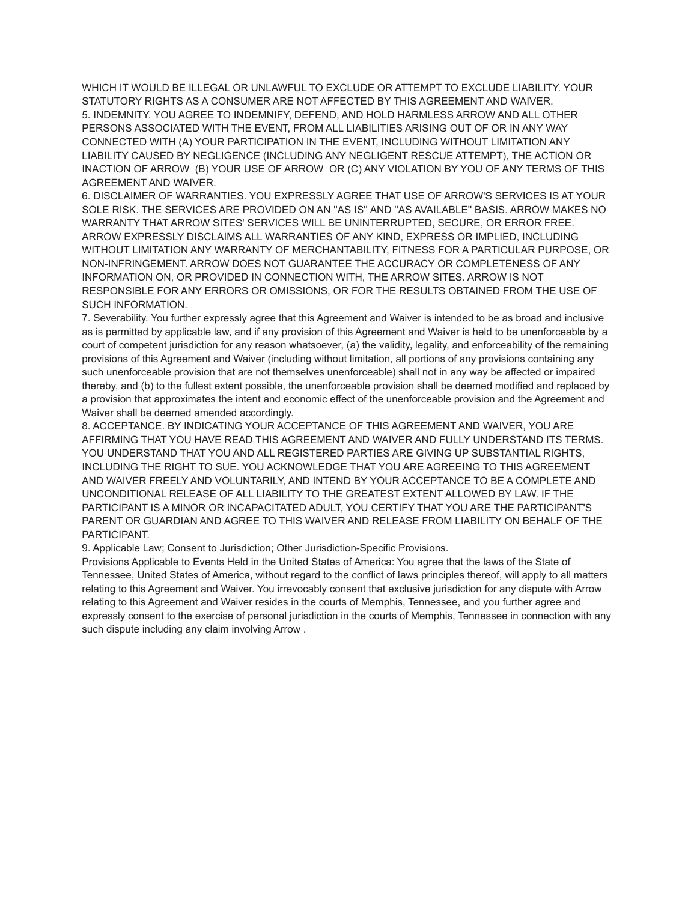WHICH IT WOULD BE ILLEGAL OR UNLAWFUL TO EXCLUDE OR ATTEMPT TO EXCLUDE LIABILITY. YOUR STATUTORY RIGHTS AS A CONSUMER ARE NOT AFFECTED BY THIS AGREEMENT AND WAIVER.

5. INDEMNITY. YOU AGREE TO INDEMNIFY, DEFEND, AND HOLD HARMLESS ARROW AND ALL OTHER PERSONS ASSOCIATED WITH THE EVENT, FROM ALL LIABILITIES ARISING OUT OF OR IN ANY WAY CONNECTED WITH (A) YOUR PARTICIPATION IN THE EVENT, INCLUDING WITHOUT LIMITATION ANY LIABILITY CAUSED BY NEGLIGENCE (INCLUDING ANY NEGLIGENT RESCUE ATTEMPT), THE ACTION OR INACTION OF ARROW (B) YOUR USE OF ARROW OR (C) ANY VIOLATION BY YOU OF ANY TERMS OF THIS AGREEMENT AND WAIVER.

6. DISCLAIMER OF WARRANTIES. YOU EXPRESSLY AGREE THAT USE OF ARROW'S SERVICES IS AT YOUR SOLE RISK. THE SERVICES ARE PROVIDED ON AN "AS IS" AND "AS AVAILABLE" BASIS. ARROW MAKES NO WARRANTY THAT ARROW SITES' SERVICES WILL BE UNINTERRUPTED, SECURE, OR ERROR FREE. ARROW EXPRESSLY DISCLAIMS ALL WARRANTIES OF ANY KIND, EXPRESS OR IMPLIED, INCLUDING WITHOUT LIMITATION ANY WARRANTY OF MERCHANTABILITY, FITNESS FOR A PARTICULAR PURPOSE, OR NON-INFRINGEMENT. ARROW DOES NOT GUARANTEE THE ACCURACY OR COMPLETENESS OF ANY INFORMATION ON, OR PROVIDED IN CONNECTION WITH, THE ARROW SITES. ARROW IS NOT RESPONSIBLE FOR ANY ERRORS OR OMISSIONS, OR FOR THE RESULTS OBTAINED FROM THE USE OF SUCH INFORMATION.

7. Severability. You further expressly agree that this Agreement and Waiver is intended to be as broad and inclusive as is permitted by applicable law, and if any provision of this Agreement and Waiver is held to be unenforceable by a court of competent jurisdiction for any reason whatsoever, (a) the validity, legality, and enforceability of the remaining provisions of this Agreement and Waiver (including without limitation, all portions of any provisions containing any such unenforceable provision that are not themselves unenforceable) shall not in any way be affected or impaired thereby, and (b) to the fullest extent possible, the unenforceable provision shall be deemed modified and replaced by a provision that approximates the intent and economic effect of the unenforceable provision and the Agreement and Waiver shall be deemed amended accordingly.

8. ACCEPTANCE. BY INDICATING YOUR ACCEPTANCE OF THIS AGREEMENT AND WAIVER, YOU ARE AFFIRMING THAT YOU HAVE READ THIS AGREEMENT AND WAIVER AND FULLY UNDERSTAND ITS TERMS. YOU UNDERSTAND THAT YOU AND ALL REGISTERED PARTIES ARE GIVING UP SUBSTANTIAL RIGHTS, INCLUDING THE RIGHT TO SUE. YOU ACKNOWLEDGE THAT YOU ARE AGREEING TO THIS AGREEMENT AND WAIVER FREELY AND VOLUNTARILY, AND INTEND BY YOUR ACCEPTANCE TO BE A COMPLETE AND UNCONDITIONAL RELEASE OF ALL LIABILITY TO THE GREATEST EXTENT ALLOWED BY LAW. IF THE PARTICIPANT IS A MINOR OR INCAPACITATED ADULT, YOU CERTIFY THAT YOU ARE THE PARTICIPANT'S PARENT OR GUARDIAN AND AGREE TO THIS WAIVER AND RELEASE FROM LIABILITY ON BEHALF OF THE PARTICIPANT.

9. Applicable Law; Consent to Jurisdiction; Other Jurisdiction-Specific Provisions.

Provisions Applicable to Events Held in the United States of America: You agree that the laws of the State of Tennessee, United States of America, without regard to the conflict of laws principles thereof, will apply to all matters relating to this Agreement and Waiver. You irrevocably consent that exclusive jurisdiction for any dispute with Arrow relating to this Agreement and Waiver resides in the courts of Memphis, Tennessee, and you further agree and expressly consent to the exercise of personal jurisdiction in the courts of Memphis, Tennessee in connection with any such dispute including any claim involving Arrow .